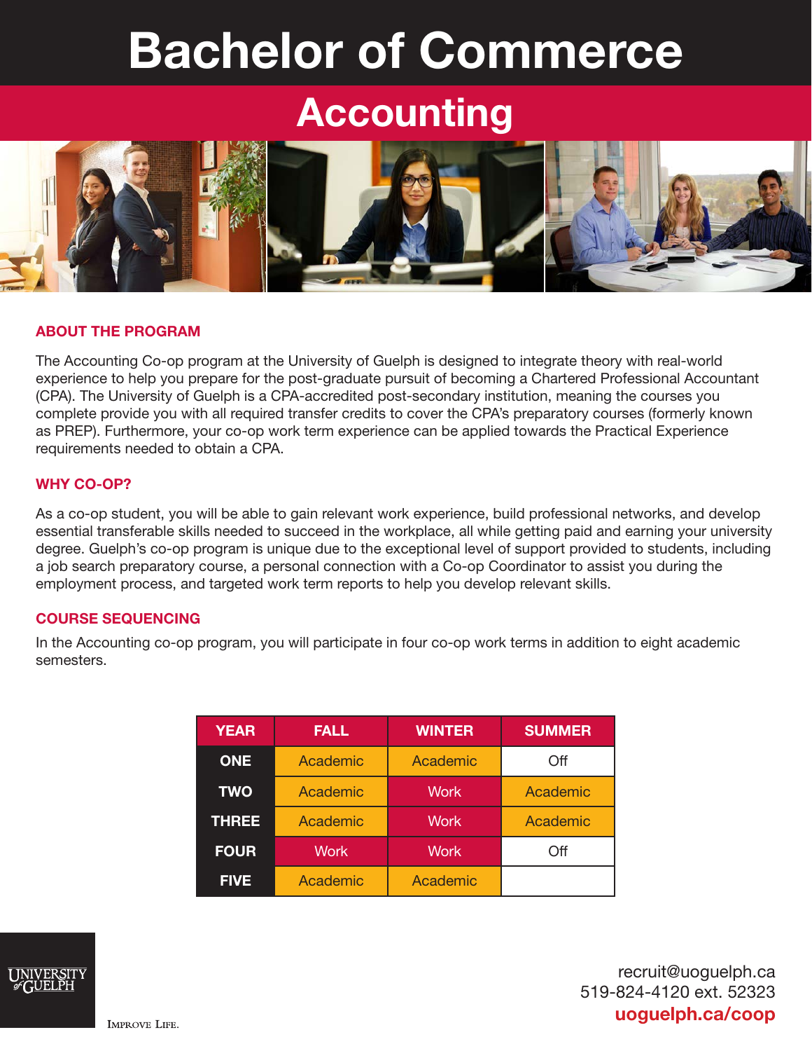# Bachelor of Commerce

## Accounting

### ABOUT THE PROGRAM

The Accounting Co-op program at the University of Guelph is designed to integrate theory with real-world experience to help you prepare for the post-graduate pursuit of becoming a Chartered Professional Accountant (CPA). The University of Guelph is a CPA-accredited post-secondary institution, meaning the courses you complete provide you with all required transfer credits to cover the CPA's preparatory courses (formerly known as PREP). Furthermore, your co-op work term experience can be applied towards the Practical Experience requirements needed to obtain a CPA.

### WHY CO-OP?

As a co-op student, you will be able to gain relevant work experience, build professional networks, and develop essential transferable skills needed to succeed in the workplace, all while getting paid and earning your university degree. Guelph's co-op program is unique due to the exceptional level of support provided to students, including a job search preparatory course, a personal connection with a Co-op Coordinator to assist you during the employment process, and targeted work term reports to help you develop relevant skills.

### COURSE SEQUENCING

In the Accounting co-op program, you will participate in four co-op work terms in addition to eight academic semesters.

| YEAR | FALL | WINTER | SUMMER |
|---|---|---|---|
| ONE | Academic | Academic | Off |
| TWO | Academic | Work | Academic |
| THREE | Academic | Work | Academic |
| FOUR | Work | Work | Off |
| FIVE | Academic | Academic | |

University of Guelph

Improve Life.

recruit@uoguelph.ca
519-824-4120 ext. 52323
**uoguelph.ca/coop**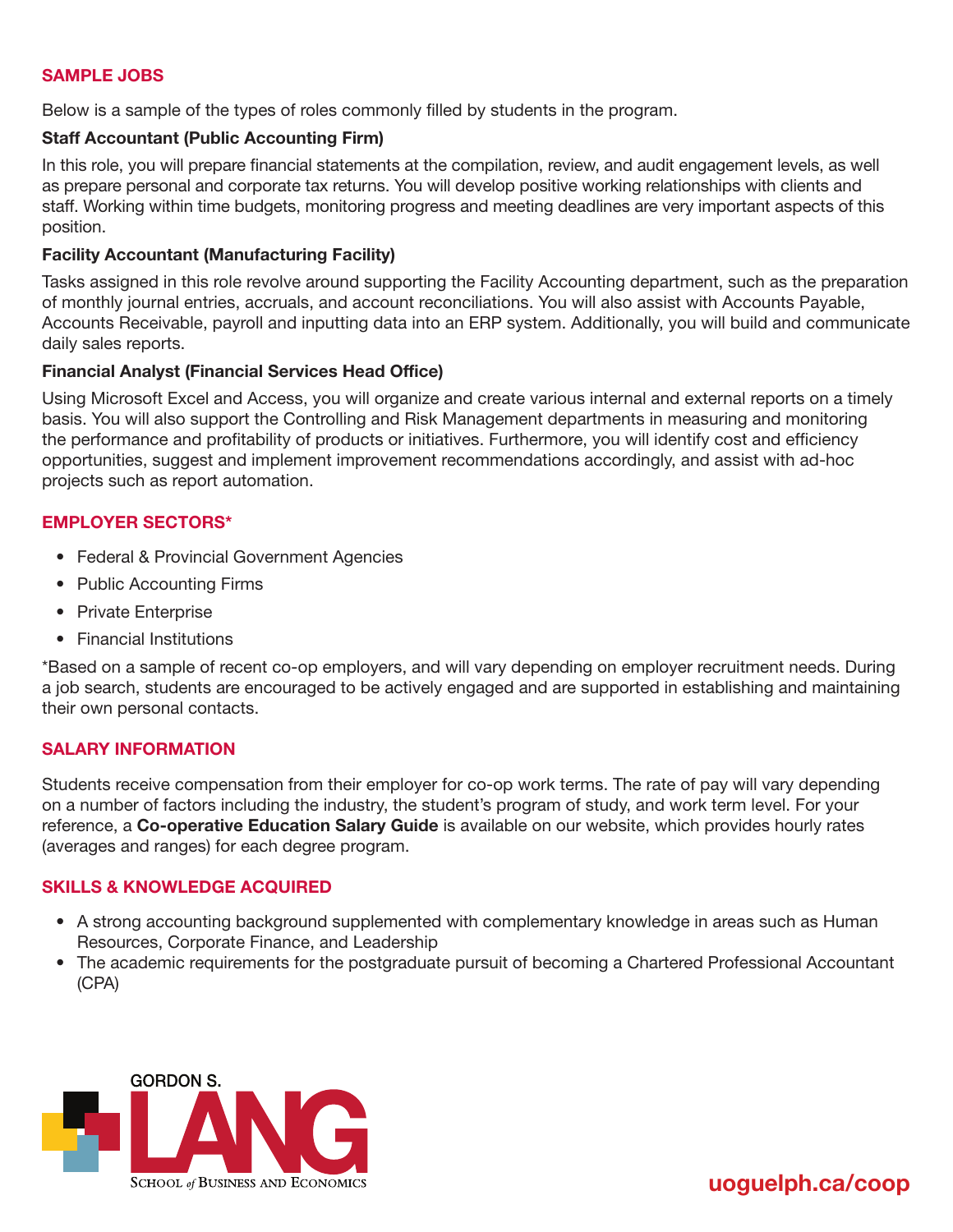## SAMPLE JOBS

Below is a sample of the types of roles commonly filled by students in the program.

**Staff Accountant (Public Accounting Firm)**

In this role, you will prepare financial statements at the compilation, review, and audit engagement levels, as well as prepare personal and corporate tax returns. You will develop positive working relationships with clients and staff. Working within time budgets, monitoring progress and meeting deadlines are very important aspects of this position.

**Facility Accountant (Manufacturing Facility)**

Tasks assigned in this role revolve around supporting the Facility Accounting department, such as the preparation of monthly journal entries, accruals, and account reconciliations. You will also assist with Accounts Payable, Accounts Receivable, payroll and inputting data into an ERP system. Additionally, you will build and communicate daily sales reports.

**Financial Analyst (Financial Services Head Office)**

Using Microsoft Excel and Access, you will organize and create various internal and external reports on a timely basis. You will also support the Controlling and Risk Management departments in measuring and monitoring the performance and profitability of products or initiatives. Furthermore, you will identify cost and efficiency opportunities, suggest and implement improvement recommendations accordingly, and assist with ad-hoc projects such as report automation.

## EMPLOYER SECTORS*

- Federal & Provincial Government Agencies
- Public Accounting Firms
- Private Enterprise
- Financial Institutions

*Based on a sample of recent co-op employers, and will vary depending on employer recruitment needs. During a job search, students are encouraged to be actively engaged and are supported in establishing and maintaining their own personal contacts.

## SALARY INFORMATION

Students receive compensation from their employer for co-op work terms. The rate of pay will vary depending on a number of factors including the industry, the student's program of study, and work term level. For your reference, a **Co-operative Education Salary Guide** is available on our website, which provides hourly rates (averages and ranges) for each degree program.

## SKILLS & KNOWLEDGE ACQUIRED

- A strong accounting background supplemented with complementary knowledge in areas such as Human Resources, Corporate Finance, and Leadership
- The academic requirements for the postgraduate pursuit of becoming a Chartered Professional Accountant (CPA)

GORDON S. LANG SCHOOL of BUSINESS AND ECONOMICS

**uoguelph.ca/coop**